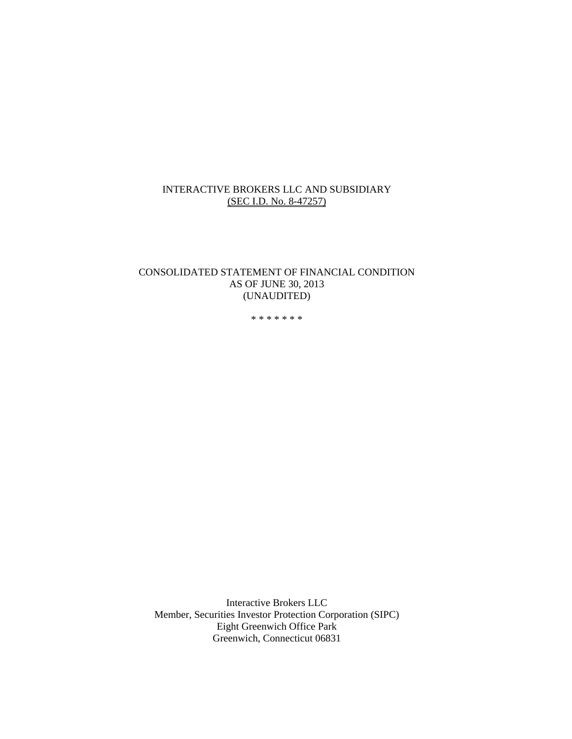# INTERACTIVE BROKERS LLC AND SUBSIDIARY

(SEC I.D. No. 8-47257)

## CONSOLIDATED STATEMENT OF FINANCIAL CONDITION
## AS OF JUNE 30, 2013
## (UNAUDITED)

* * * * * * *

Interactive Brokers LLC
Member, Securities Investor Protection Corporation (SIPC)
Eight Greenwich Office Park
Greenwich, Connecticut 06831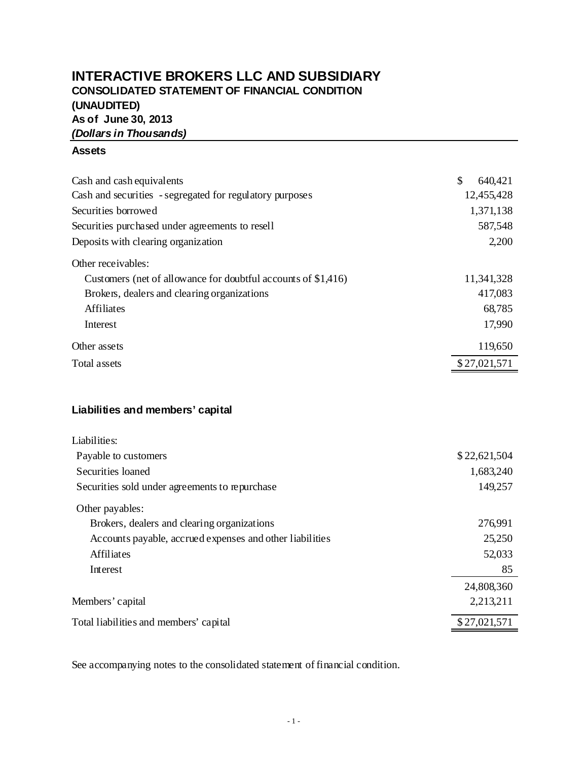# INTERACTIVE BROKERS LLC AND SUBSIDIARY

## CONSOLIDATED STATEMENT OF FINANCIAL CONDITION

## (UNAUDITED)

## As of June 30, 2013

***(Dollars in Thousands)***

### Assets

| | |
|---|---:|
| Cash and cash equivalents | $ 640,421 |
| Cash and securities - segregated for regulatory purposes | 12,455,428 |
| Securities borrowed | 1,371,138 |
| Securities purchased under agreements to resell | 587,548 |
| Deposits with clearing organization | 2,200 |
| Other receivables: | |
| Customers (net of allowance for doubtful accounts of $1,416) | 11,341,328 |
| Brokers, dealers and clearing organizations | 417,083 |
| Affiliates | 68,785 |
| Interest | 17,990 |
| Other assets | 119,650 |
| Total assets | $ 27,021,571 |

### Liabilities and members' capital

| | |
|---|---:|
| Liabilities: | |
| Payable to customers | $ 22,621,504 |
| Securities loaned | 1,683,240 |
| Securities sold under agreements to repurchase | 149,257 |
| Other payables: | |
| Brokers, dealers and clearing organizations | 276,991 |
| Accounts payable, accrued expenses and other liabilities | 25,250 |
| Affiliates | 52,033 |
| Interest | 85 |
| | 24,808,360 |
| Members' capital | 2,213,211 |
| Total liabilities and members' capital | $ 27,021,571 |

See accompanying notes to the consolidated statement of financial condition.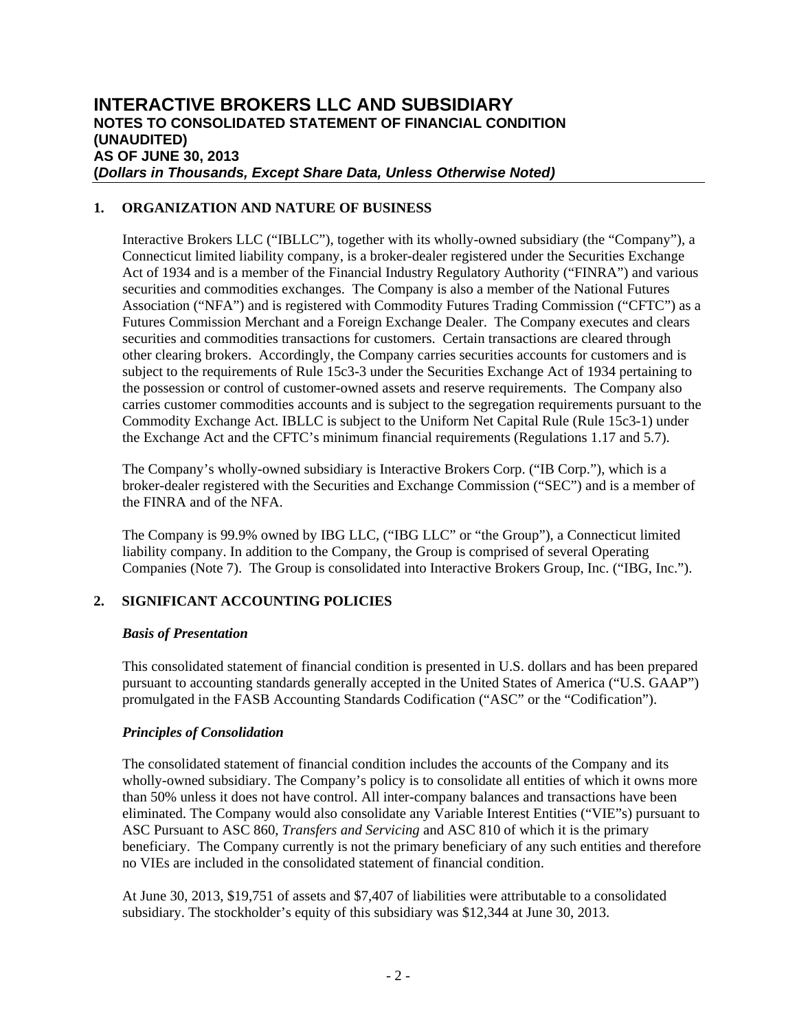# INTERACTIVE BROKERS LLC AND SUBSIDIARY
## NOTES TO CONSOLIDATED STATEMENT OF FINANCIAL CONDITION (UNAUDITED) AS OF JUNE 30, 2013
### (*Dollars in Thousands, Except Share Data, Unless Otherwise Noted*)

**1. ORGANIZATION AND NATURE OF BUSINESS**

Interactive Brokers LLC ("IBLLC"), together with its wholly-owned subsidiary (the "Company"), a Connecticut limited liability company, is a broker-dealer registered under the Securities Exchange Act of 1934 and is a member of the Financial Industry Regulatory Authority ("FINRA") and various securities and commodities exchanges. The Company is also a member of the National Futures Association ("NFA") and is registered with Commodity Futures Trading Commission ("CFTC") as a Futures Commission Merchant and a Foreign Exchange Dealer. The Company executes and clears securities and commodities transactions for customers. Certain transactions are cleared through other clearing brokers. Accordingly, the Company carries securities accounts for customers and is subject to the requirements of Rule 15c3-3 under the Securities Exchange Act of 1934 pertaining to the possession or control of customer-owned assets and reserve requirements. The Company also carries customer commodities accounts and is subject to the segregation requirements pursuant to the Commodity Exchange Act. IBLLC is subject to the Uniform Net Capital Rule (Rule 15c3-1) under the Exchange Act and the CFTC's minimum financial requirements (Regulations 1.17 and 5.7).

The Company's wholly-owned subsidiary is Interactive Brokers Corp. ("IB Corp."), which is a broker-dealer registered with the Securities and Exchange Commission ("SEC") and is a member of the FINRA and of the NFA.

The Company is 99.9% owned by IBG LLC, ("IBG LLC" or "the Group"), a Connecticut limited liability company. In addition to the Company, the Group is comprised of several Operating Companies (Note 7). The Group is consolidated into Interactive Brokers Group, Inc. ("IBG, Inc.").

**2. SIGNIFICANT ACCOUNTING POLICIES**

***Basis of Presentation***

This consolidated statement of financial condition is presented in U.S. dollars and has been prepared pursuant to accounting standards generally accepted in the United States of America ("U.S. GAAP") promulgated in the FASB Accounting Standards Codification ("ASC" or the "Codification").

***Principles of Consolidation***

The consolidated statement of financial condition includes the accounts of the Company and its wholly-owned subsidiary. The Company's policy is to consolidate all entities of which it owns more than 50% unless it does not have control. All inter-company balances and transactions have been eliminated. The Company would also consolidate any Variable Interest Entities ("VIE"s) pursuant to ASC Pursuant to ASC 860, *Transfers and Servicing* and ASC 810 of which it is the primary beneficiary. The Company currently is not the primary beneficiary of any such entities and therefore no VIEs are included in the consolidated statement of financial condition.

At June 30, 2013, $19,751 of assets and $7,407 of liabilities were attributable to a consolidated subsidiary. The stockholder's equity of this subsidiary was $12,344 at June 30, 2013.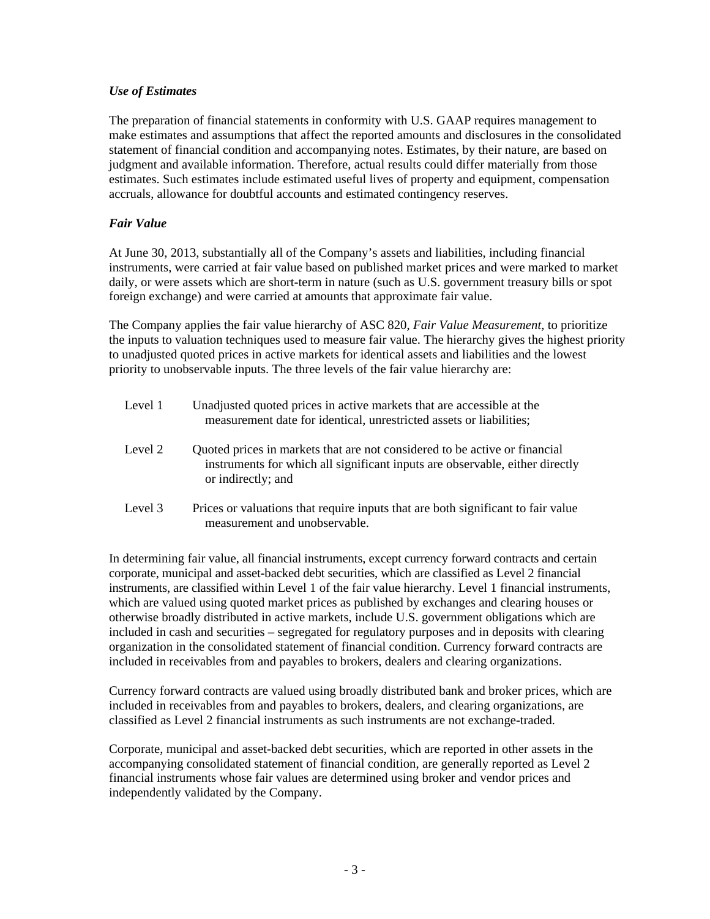### *Use of Estimates*

The preparation of financial statements in conformity with U.S. GAAP requires management to make estimates and assumptions that affect the reported amounts and disclosures in the consolidated statement of financial condition and accompanying notes. Estimates, by their nature, are based on judgment and available information. Therefore, actual results could differ materially from those estimates. Such estimates include estimated useful lives of property and equipment, compensation accruals, allowance for doubtful accounts and estimated contingency reserves.

### *Fair Value*

At June 30, 2013, substantially all of the Company's assets and liabilities, including financial instruments, were carried at fair value based on published market prices and were marked to market daily, or were assets which are short-term in nature (such as U.S. government treasury bills or spot foreign exchange) and were carried at amounts that approximate fair value.

The Company applies the fair value hierarchy of ASC 820, *Fair Value Measurement*, to prioritize the inputs to valuation techniques used to measure fair value. The hierarchy gives the highest priority to unadjusted quoted prices in active markets for identical assets and liabilities and the lowest priority to unobservable inputs. The three levels of the fair value hierarchy are:

- Level 1 Unadjusted quoted prices in active markets that are accessible at the measurement date for identical, unrestricted assets or liabilities;
- Level 2 Quoted prices in markets that are not considered to be active or financial instruments for which all significant inputs are observable, either directly or indirectly; and
- Level 3 Prices or valuations that require inputs that are both significant to fair value measurement and unobservable.

In determining fair value, all financial instruments, except currency forward contracts and certain corporate, municipal and asset-backed debt securities, which are classified as Level 2 financial instruments, are classified within Level 1 of the fair value hierarchy. Level 1 financial instruments, which are valued using quoted market prices as published by exchanges and clearing houses or otherwise broadly distributed in active markets, include U.S. government obligations which are included in cash and securities – segregated for regulatory purposes and in deposits with clearing organization in the consolidated statement of financial condition. Currency forward contracts are included in receivables from and payables to brokers, dealers and clearing organizations.

Currency forward contracts are valued using broadly distributed bank and broker prices, which are included in receivables from and payables to brokers, dealers, and clearing organizations, are classified as Level 2 financial instruments as such instruments are not exchange-traded.

Corporate, municipal and asset-backed debt securities, which are reported in other assets in the accompanying consolidated statement of financial condition, are generally reported as Level 2 financial instruments whose fair values are determined using broker and vendor prices and independently validated by the Company.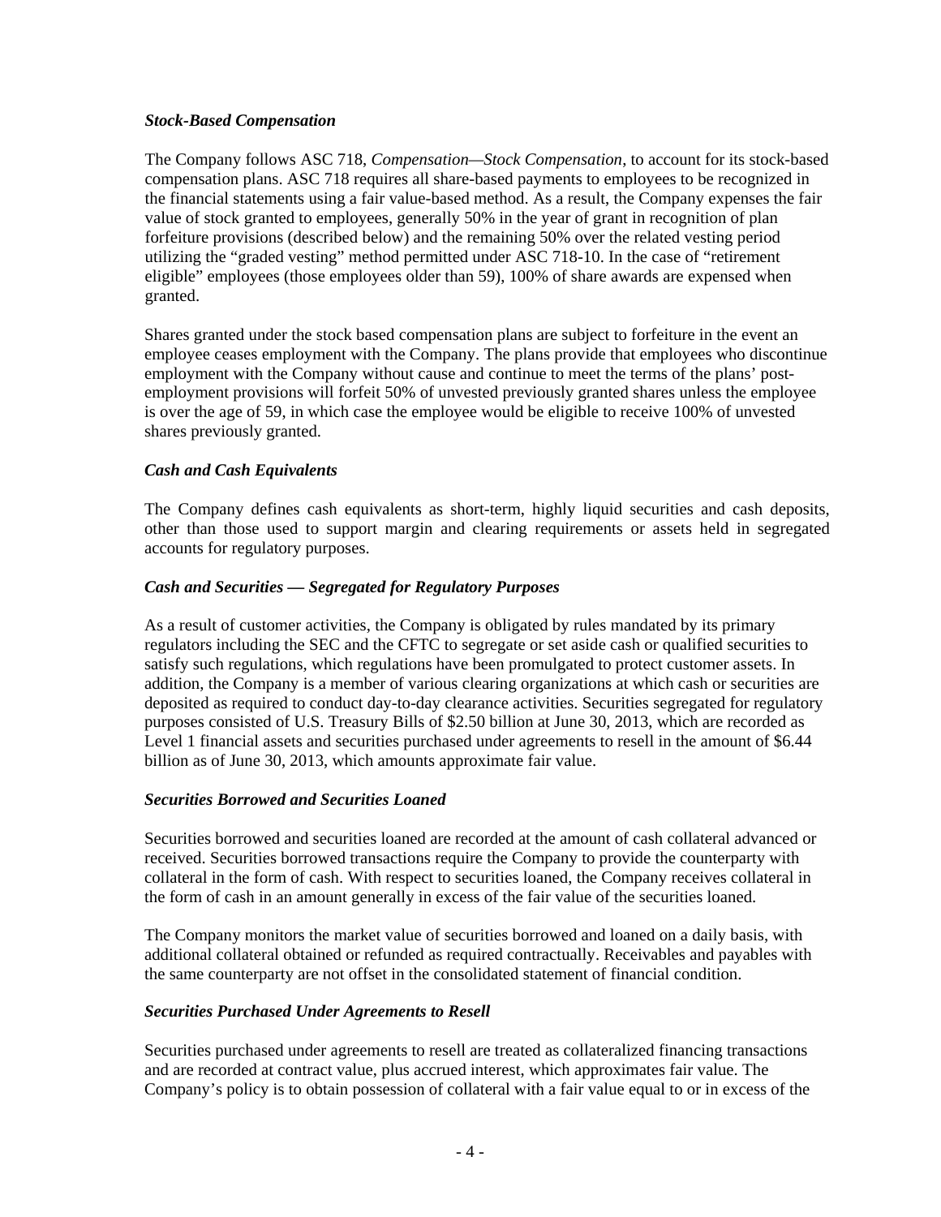***Stock-Based Compensation***

The Company follows ASC 718, *Compensation—Stock Compensation*, to account for its stock-based compensation plans. ASC 718 requires all share-based payments to employees to be recognized in the financial statements using a fair value-based method. As a result, the Company expenses the fair value of stock granted to employees, generally 50% in the year of grant in recognition of plan forfeiture provisions (described below) and the remaining 50% over the related vesting period utilizing the "graded vesting" method permitted under ASC 718-10. In the case of "retirement eligible" employees (those employees older than 59), 100% of share awards are expensed when granted.

Shares granted under the stock based compensation plans are subject to forfeiture in the event an employee ceases employment with the Company. The plans provide that employees who discontinue employment with the Company without cause and continue to meet the terms of the plans' post-employment provisions will forfeit 50% of unvested previously granted shares unless the employee is over the age of 59, in which case the employee would be eligible to receive 100% of unvested shares previously granted.

***Cash and Cash Equivalents***

The Company defines cash equivalents as short-term, highly liquid securities and cash deposits, other than those used to support margin and clearing requirements or assets held in segregated accounts for regulatory purposes.

***Cash and Securities — Segregated for Regulatory Purposes***

As a result of customer activities, the Company is obligated by rules mandated by its primary regulators including the SEC and the CFTC to segregate or set aside cash or qualified securities to satisfy such regulations, which regulations have been promulgated to protect customer assets. In addition, the Company is a member of various clearing organizations at which cash or securities are deposited as required to conduct day-to-day clearance activities. Securities segregated for regulatory purposes consisted of U.S. Treasury Bills of $2.50 billion at June 30, 2013, which are recorded as Level 1 financial assets and securities purchased under agreements to resell in the amount of $6.44 billion as of June 30, 2013, which amounts approximate fair value.

***Securities Borrowed and Securities Loaned***

Securities borrowed and securities loaned are recorded at the amount of cash collateral advanced or received. Securities borrowed transactions require the Company to provide the counterparty with collateral in the form of cash. With respect to securities loaned, the Company receives collateral in the form of cash in an amount generally in excess of the fair value of the securities loaned.

The Company monitors the market value of securities borrowed and loaned on a daily basis, with additional collateral obtained or refunded as required contractually. Receivables and payables with the same counterparty are not offset in the consolidated statement of financial condition.

***Securities Purchased Under Agreements to Resell***

Securities purchased under agreements to resell are treated as collateralized financing transactions and are recorded at contract value, plus accrued interest, which approximates fair value. The Company's policy is to obtain possession of collateral with a fair value equal to or in excess of the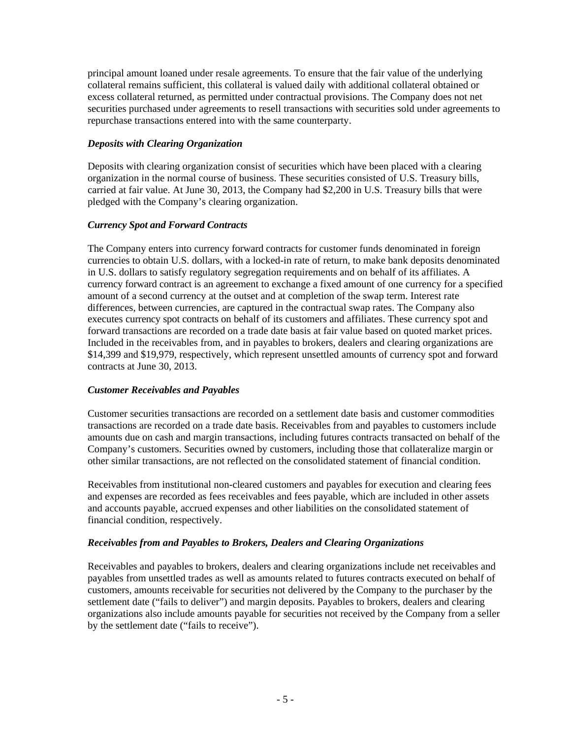principal amount loaned under resale agreements. To ensure that the fair value of the underlying collateral remains sufficient, this collateral is valued daily with additional collateral obtained or excess collateral returned, as permitted under contractual provisions. The Company does not net securities purchased under agreements to resell transactions with securities sold under agreements to repurchase transactions entered into with the same counterparty.

***Deposits with Clearing Organization***

Deposits with clearing organization consist of securities which have been placed with a clearing organization in the normal course of business. These securities consisted of U.S. Treasury bills, carried at fair value. At June 30, 2013, the Company had $2,200 in U.S. Treasury bills that were pledged with the Company's clearing organization.

***Currency Spot and Forward Contracts***

The Company enters into currency forward contracts for customer funds denominated in foreign currencies to obtain U.S. dollars, with a locked-in rate of return, to make bank deposits denominated in U.S. dollars to satisfy regulatory segregation requirements and on behalf of its affiliates. A currency forward contract is an agreement to exchange a fixed amount of one currency for a specified amount of a second currency at the outset and at completion of the swap term. Interest rate differences, between currencies, are captured in the contractual swap rates. The Company also executes currency spot contracts on behalf of its customers and affiliates. These currency spot and forward transactions are recorded on a trade date basis at fair value based on quoted market prices. Included in the receivables from, and in payables to brokers, dealers and clearing organizations are $14,399 and $19,979, respectively, which represent unsettled amounts of currency spot and forward contracts at June 30, 2013.

***Customer Receivables and Payables***

Customer securities transactions are recorded on a settlement date basis and customer commodities transactions are recorded on a trade date basis. Receivables from and payables to customers include amounts due on cash and margin transactions, including futures contracts transacted on behalf of the Company's customers. Securities owned by customers, including those that collateralize margin or other similar transactions, are not reflected on the consolidated statement of financial condition.

Receivables from institutional non-cleared customers and payables for execution and clearing fees and expenses are recorded as fees receivables and fees payable, which are included in other assets and accounts payable, accrued expenses and other liabilities on the consolidated statement of financial condition, respectively.

***Receivables from and Payables to Brokers, Dealers and Clearing Organizations***

Receivables and payables to brokers, dealers and clearing organizations include net receivables and payables from unsettled trades as well as amounts related to futures contracts executed on behalf of customers, amounts receivable for securities not delivered by the Company to the purchaser by the settlement date ("fails to deliver") and margin deposits. Payables to brokers, dealers and clearing organizations also include amounts payable for securities not received by the Company from a seller by the settlement date ("fails to receive").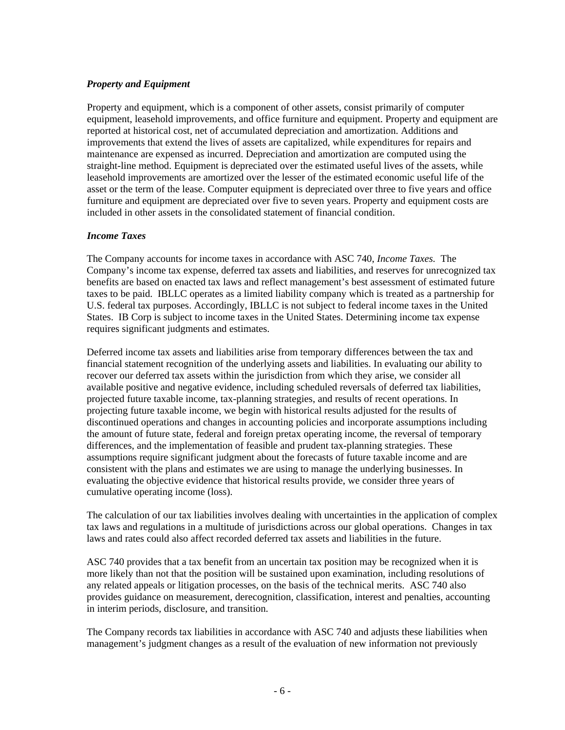### *Property and Equipment*

Property and equipment, which is a component of other assets, consist primarily of computer equipment, leasehold improvements, and office furniture and equipment. Property and equipment are reported at historical cost, net of accumulated depreciation and amortization. Additions and improvements that extend the lives of assets are capitalized, while expenditures for repairs and maintenance are expensed as incurred. Depreciation and amortization are computed using the straight-line method. Equipment is depreciated over the estimated useful lives of the assets, while leasehold improvements are amortized over the lesser of the estimated economic useful life of the asset or the term of the lease. Computer equipment is depreciated over three to five years and office furniture and equipment are depreciated over five to seven years. Property and equipment costs are included in other assets in the consolidated statement of financial condition.

### *Income Taxes*

The Company accounts for income taxes in accordance with ASC 740, *Income Taxes*. The Company's income tax expense, deferred tax assets and liabilities, and reserves for unrecognized tax benefits are based on enacted tax laws and reflect management's best assessment of estimated future taxes to be paid. IBLLC operates as a limited liability company which is treated as a partnership for U.S. federal tax purposes. Accordingly, IBLLC is not subject to federal income taxes in the United States. IB Corp is subject to income taxes in the United States. Determining income tax expense requires significant judgments and estimates.

Deferred income tax assets and liabilities arise from temporary differences between the tax and financial statement recognition of the underlying assets and liabilities. In evaluating our ability to recover our deferred tax assets within the jurisdiction from which they arise, we consider all available positive and negative evidence, including scheduled reversals of deferred tax liabilities, projected future taxable income, tax-planning strategies, and results of recent operations. In projecting future taxable income, we begin with historical results adjusted for the results of discontinued operations and changes in accounting policies and incorporate assumptions including the amount of future state, federal and foreign pretax operating income, the reversal of temporary differences, and the implementation of feasible and prudent tax-planning strategies. These assumptions require significant judgment about the forecasts of future taxable income and are consistent with the plans and estimates we are using to manage the underlying businesses. In evaluating the objective evidence that historical results provide, we consider three years of cumulative operating income (loss).

The calculation of our tax liabilities involves dealing with uncertainties in the application of complex tax laws and regulations in a multitude of jurisdictions across our global operations. Changes in tax laws and rates could also affect recorded deferred tax assets and liabilities in the future.

ASC 740 provides that a tax benefit from an uncertain tax position may be recognized when it is more likely than not that the position will be sustained upon examination, including resolutions of any related appeals or litigation processes, on the basis of the technical merits. ASC 740 also provides guidance on measurement, derecognition, classification, interest and penalties, accounting in interim periods, disclosure, and transition.

The Company records tax liabilities in accordance with ASC 740 and adjusts these liabilities when management's judgment changes as a result of the evaluation of new information not previously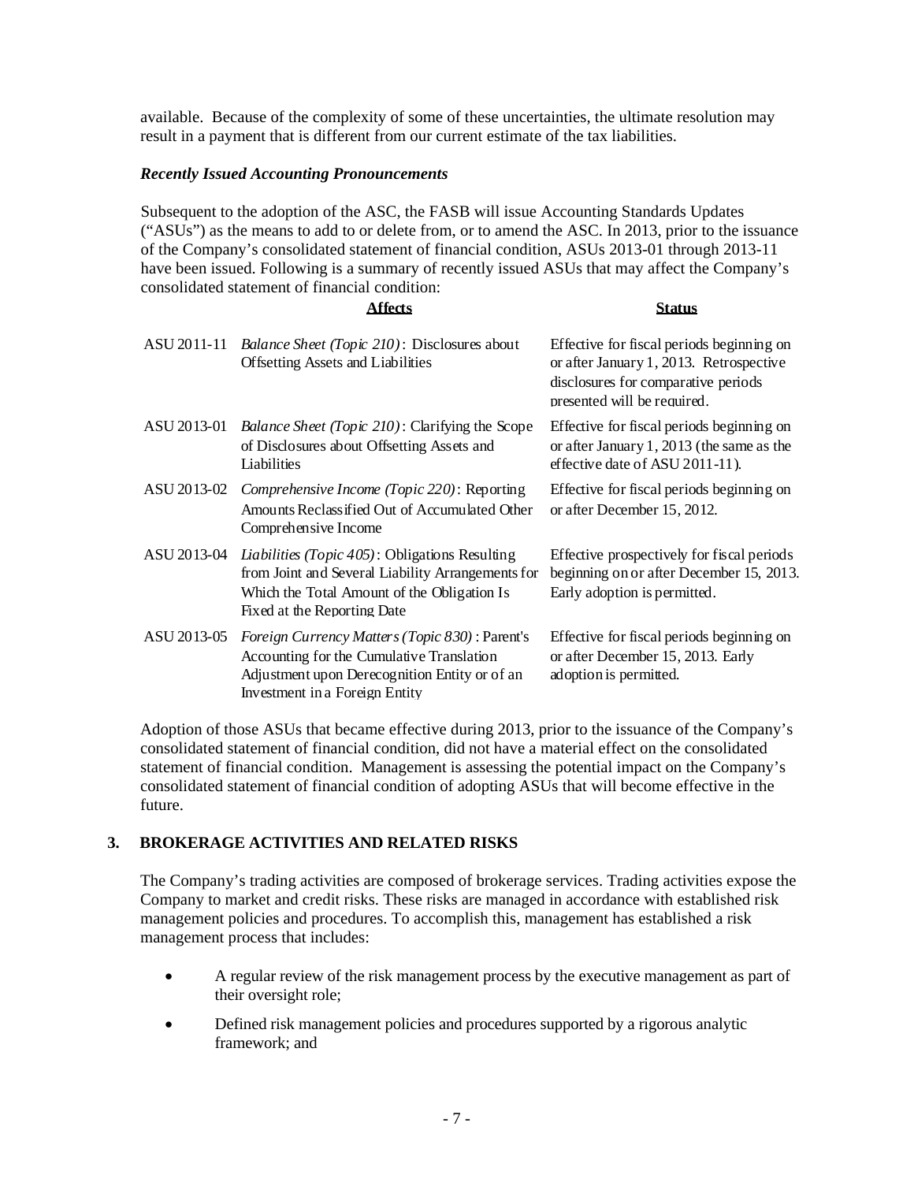available. Because of the complexity of some of these uncertainties, the ultimate resolution may result in a payment that is different from our current estimate of the tax liabilities.

***Recently Issued Accounting Pronouncements***

Subsequent to the adoption of the ASC, the FASB will issue Accounting Standards Updates ("ASUs") as the means to add to or delete from, or to amend the ASC. In 2013, prior to the issuance of the Company's consolidated statement of financial condition, ASUs 2013-01 through 2013-11 have been issued. Following is a summary of recently issued ASUs that may affect the Company's consolidated statement of financial condition:

| | **Affects** | **Status** |
|---|---|---|
| ASU 2011-11 | *Balance Sheet (Topic 210)*: Disclosures about Offsetting Assets and Liabilities | Effective for fiscal periods beginning on or after January 1, 2013. Retrospective disclosures for comparative periods presented will be required. |
| ASU 2013-01 | *Balance Sheet (Topic 210)*: Clarifying the Scope of Disclosures about Offsetting Assets and Liabilities | Effective for fiscal periods beginning on or after January 1, 2013 (the same as the effective date of ASU 2011-11). |
| ASU 2013-02 | *Comprehensive Income (Topic 220)*: Reporting Amounts Reclassified Out of Accumulated Other Comprehensive Income | Effective for fiscal periods beginning on or after December 15, 2012. |
| ASU 2013-04 | *Liabilities (Topic 405)*: Obligations Resulting from Joint and Several Liability Arrangements for Which the Total Amount of the Obligation Is Fixed at the Reporting Date | Effective prospectively for fiscal periods beginning on or after December 15, 2013. Early adoption is permitted. |
| ASU 2013-05 | *Foreign Currency Matters (Topic 830)*: Parent's Accounting for the Cumulative Translation Adjustment upon Derecognition Entity or of an Investment in a Foreign Entity | Effective for fiscal periods beginning on or after December 15, 2013. Early adoption is permitted. |

Adoption of those ASUs that became effective during 2013, prior to the issuance of the Company's consolidated statement of financial condition, did not have a material effect on the consolidated statement of financial condition. Management is assessing the potential impact on the Company's consolidated statement of financial condition of adopting ASUs that will become effective in the future.

## 3. BROKERAGE ACTIVITIES AND RELATED RISKS

The Company's trading activities are composed of brokerage services. Trading activities expose the Company to market and credit risks. These risks are managed in accordance with established risk management policies and procedures. To accomplish this, management has established a risk management process that includes:

- A regular review of the risk management process by the executive management as part of their oversight role;
- Defined risk management policies and procedures supported by a rigorous analytic framework; and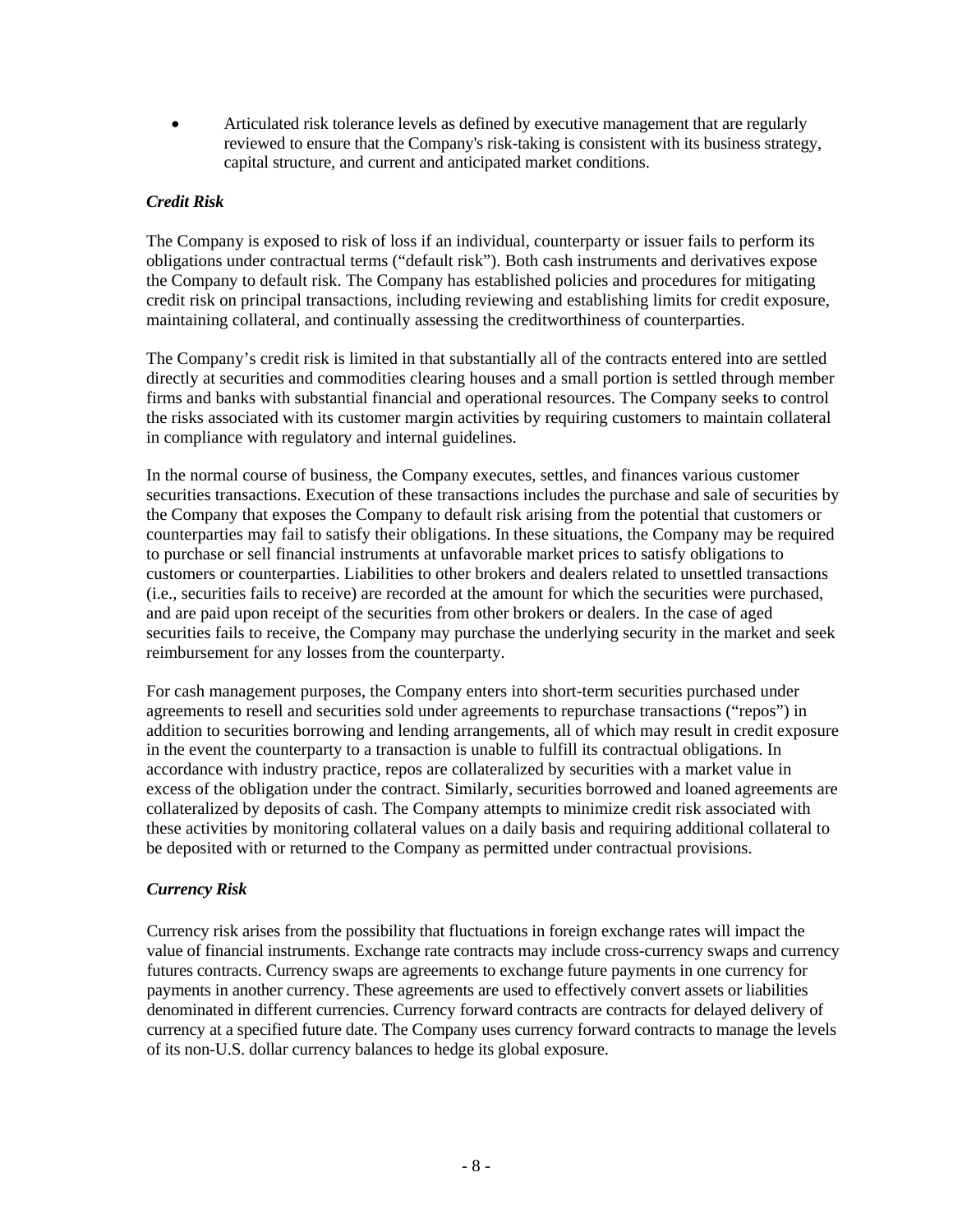- Articulated risk tolerance levels as defined by executive management that are regularly reviewed to ensure that the Company's risk-taking is consistent with its business strategy, capital structure, and current and anticipated market conditions.

***Credit Risk***

The Company is exposed to risk of loss if an individual, counterparty or issuer fails to perform its obligations under contractual terms ("default risk"). Both cash instruments and derivatives expose the Company to default risk. The Company has established policies and procedures for mitigating credit risk on principal transactions, including reviewing and establishing limits for credit exposure, maintaining collateral, and continually assessing the creditworthiness of counterparties.

The Company's credit risk is limited in that substantially all of the contracts entered into are settled directly at securities and commodities clearing houses and a small portion is settled through member firms and banks with substantial financial and operational resources. The Company seeks to control the risks associated with its customer margin activities by requiring customers to maintain collateral in compliance with regulatory and internal guidelines.

In the normal course of business, the Company executes, settles, and finances various customer securities transactions. Execution of these transactions includes the purchase and sale of securities by the Company that exposes the Company to default risk arising from the potential that customers or counterparties may fail to satisfy their obligations. In these situations, the Company may be required to purchase or sell financial instruments at unfavorable market prices to satisfy obligations to customers or counterparties. Liabilities to other brokers and dealers related to unsettled transactions (i.e., securities fails to receive) are recorded at the amount for which the securities were purchased, and are paid upon receipt of the securities from other brokers or dealers. In the case of aged securities fails to receive, the Company may purchase the underlying security in the market and seek reimbursement for any losses from the counterparty.

For cash management purposes, the Company enters into short-term securities purchased under agreements to resell and securities sold under agreements to repurchase transactions ("repos") in addition to securities borrowing and lending arrangements, all of which may result in credit exposure in the event the counterparty to a transaction is unable to fulfill its contractual obligations. In accordance with industry practice, repos are collateralized by securities with a market value in excess of the obligation under the contract. Similarly, securities borrowed and loaned agreements are collateralized by deposits of cash. The Company attempts to minimize credit risk associated with these activities by monitoring collateral values on a daily basis and requiring additional collateral to be deposited with or returned to the Company as permitted under contractual provisions.

***Currency Risk***

Currency risk arises from the possibility that fluctuations in foreign exchange rates will impact the value of financial instruments. Exchange rate contracts may include cross-currency swaps and currency futures contracts. Currency swaps are agreements to exchange future payments in one currency for payments in another currency. These agreements are used to effectively convert assets or liabilities denominated in different currencies. Currency forward contracts are contracts for delayed delivery of currency at a specified future date. The Company uses currency forward contracts to manage the levels of its non-U.S. dollar currency balances to hedge its global exposure.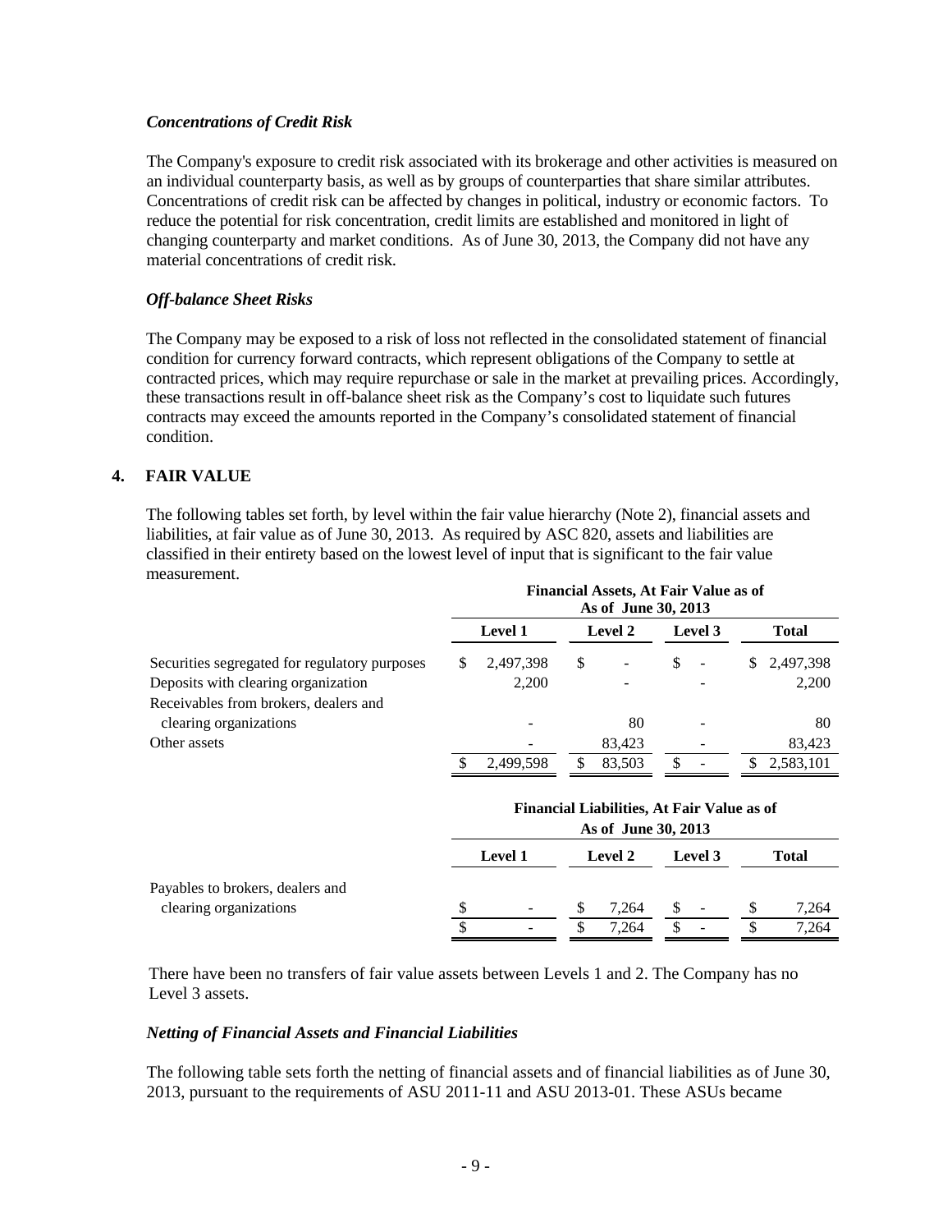### *Concentrations of Credit Risk*

The Company's exposure to credit risk associated with its brokerage and other activities is measured on an individual counterparty basis, as well as by groups of counterparties that share similar attributes. Concentrations of credit risk can be affected by changes in political, industry or economic factors. To reduce the potential for risk concentration, credit limits are established and monitored in light of changing counterparty and market conditions. As of June 30, 2013, the Company did not have any material concentrations of credit risk.

### *Off-balance Sheet Risks*

The Company may be exposed to a risk of loss not reflected in the consolidated statement of financial condition for currency forward contracts, which represent obligations of the Company to settle at contracted prices, which may require repurchase or sale in the market at prevailing prices. Accordingly, these transactions result in off-balance sheet risk as the Company's cost to liquidate such futures contracts may exceed the amounts reported in the Company's consolidated statement of financial condition.

## 4. FAIR VALUE

The following tables set forth, by level within the fair value hierarchy (Note 2), financial assets and liabilities, at fair value as of June 30, 2013. As required by ASC 820, assets and liabilities are classified in their entirety based on the lowest level of input that is significant to the fair value measurement.

| | Financial Assets, At Fair Value as of As of June 30, 2013 | | | |
|---|---|---|---|---|
| | **Level 1** | **Level 2** | **Level 3** | **Total** |
| Securities segregated for regulatory purposes | $ 2,497,398 | $ - | $ - | $ 2,497,398 |
| Deposits with clearing organization | 2,200 | - | - | 2,200 |
| Receivables from brokers, dealers and clearing organizations | - | 80 | - | 80 |
| Other assets | - | 83,423 | - | 83,423 |
| | $ 2,499,598 | $ 83,503 | $ - | $ 2,583,101 |

| | Financial Liabilities, At Fair Value as of As of June 30, 2013 | | | |
|---|---|---|---|---|
| | **Level 1** | **Level 2** | **Level 3** | **Total** |
| Payables to brokers, dealers and clearing organizations | $ - | $ 7,264 | $ - | $ 7,264 |
| | $ - | $ 7,264 | $ - | $ 7,264 |

There have been no transfers of fair value assets between Levels 1 and 2. The Company has no Level 3 assets.

### *Netting of Financial Assets and Financial Liabilities*

The following table sets forth the netting of financial assets and of financial liabilities as of June 30, 2013, pursuant to the requirements of ASU 2011-11 and ASU 2013-01. These ASUs became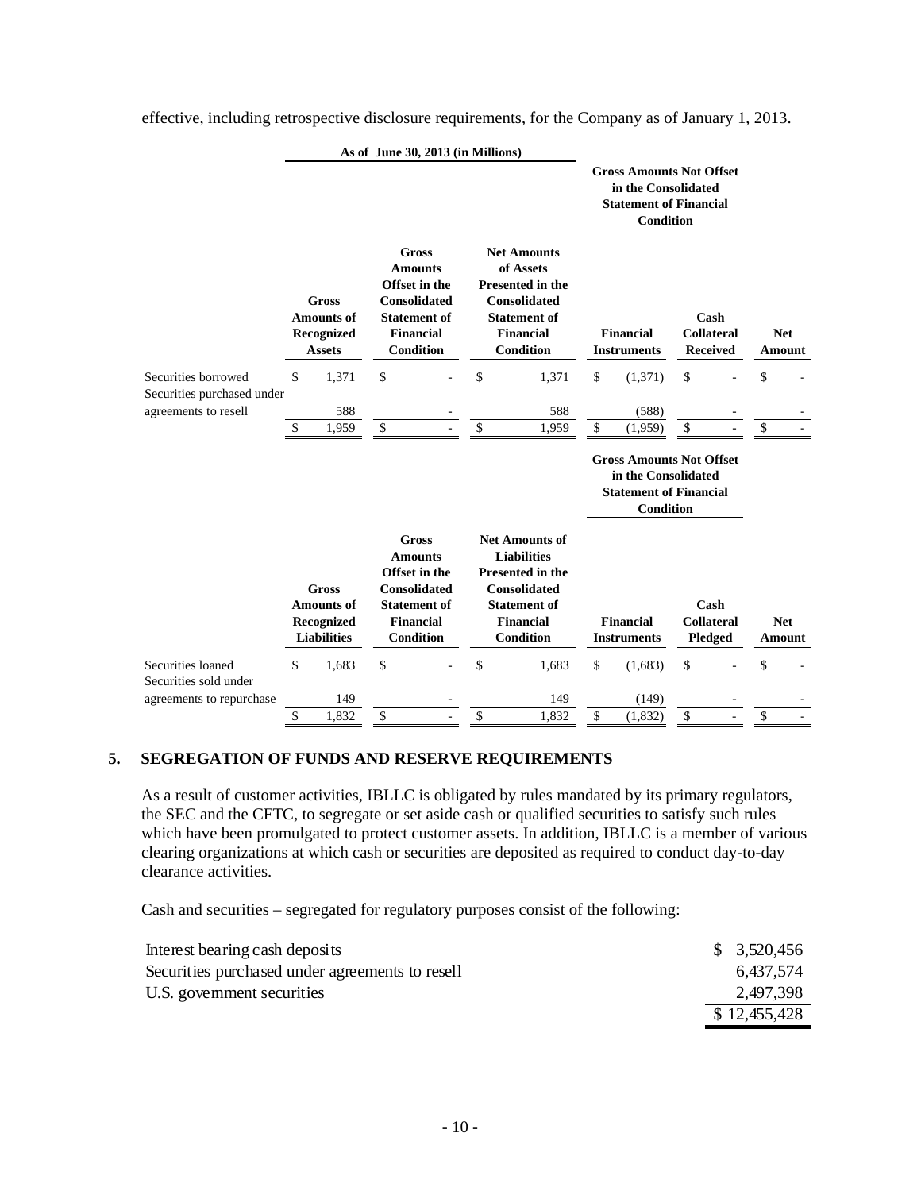effective, including retrospective disclosure requirements, for the Company as of January 1, 2013.

**As of June 30, 2013 (in Millions)**

| | Gross Amounts of Recognized Assets | Gross Amounts Offset in the Consolidated Statement of Financial Condition | Net Amounts of Assets Presented in the Consolidated Statement of Financial Condition | Gross Amounts Not Offset in the Consolidated Statement of Financial Condition: Financial Instruments | Gross Amounts Not Offset in the Consolidated Statement of Financial Condition: Cash Collateral Received | Net Amount |
|---|---|---|---|---|---|---|
| Securities borrowed | $ 1,371 | $ - | $ 1,371 | $ (1,371) | $ - | $ - |
| Securities purchased under agreements to resell | 588 | - | 588 | (588) | - | - |
| | $ 1,959 | $ - | $ 1,959 | $ (1,959) | $ - | $ - |

| | Gross Amounts of Recognized Liabilities | Gross Amounts Offset in the Consolidated Statement of Financial Condition | Net Amounts of Liabilities Presented in the Consolidated Statement of Financial Condition | Gross Amounts Not Offset in the Consolidated Statement of Financial Condition: Financial Instruments | Gross Amounts Not Offset in the Consolidated Statement of Financial Condition: Cash Collateral Pledged | Net Amount |
|---|---|---|---|---|---|---|
| Securities loaned | $ 1,683 | $ - | $ 1,683 | $ (1,683) | $ - | $ - |
| Securities sold under agreements to repurchase | 149 | - | 149 | (149) | - | - |
| | $ 1,832 | $ - | $ 1,832 | $ (1,832) | $ - | $ - |

## 5. SEGREGATION OF FUNDS AND RESERVE REQUIREMENTS

As a result of customer activities, IBLLC is obligated by rules mandated by its primary regulators, the SEC and the CFTC, to segregate or set aside cash or qualified securities to satisfy such rules which have been promulgated to protect customer assets. In addition, IBLLC is a member of various clearing organizations at which cash or securities are deposited as required to conduct day-to-day clearance activities.

Cash and securities – segregated for regulatory purposes consist of the following:

| | |
|---|---|
| Interest bearing cash deposits | $ 3,520,456 |
| Securities purchased under agreements to resell | 6,437,574 |
| U.S. government securities | 2,497,398 |
| | $ 12,455,428 |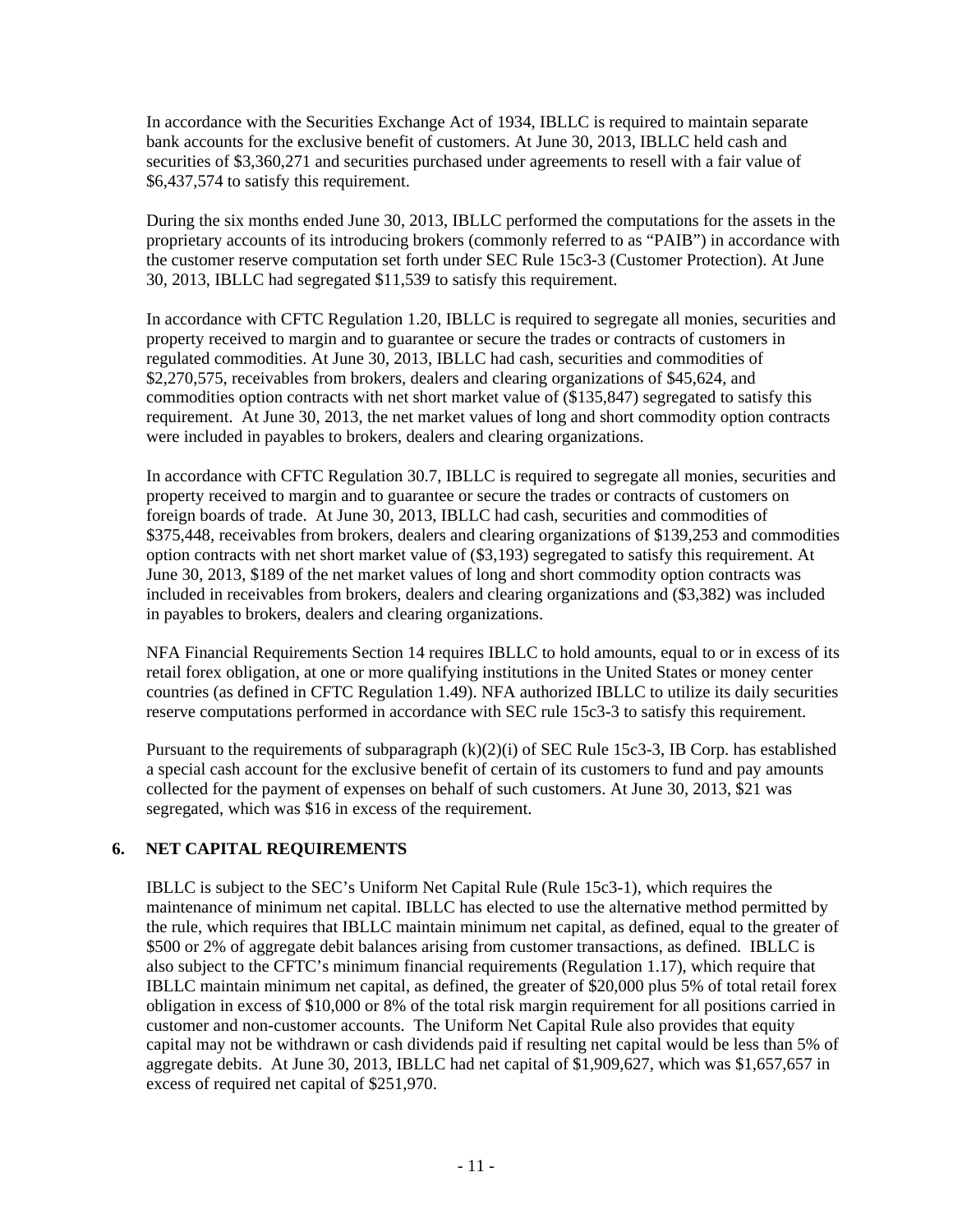In accordance with the Securities Exchange Act of 1934, IBLLC is required to maintain separate bank accounts for the exclusive benefit of customers. At June 30, 2013, IBLLC held cash and securities of $3,360,271 and securities purchased under agreements to resell with a fair value of $6,437,574 to satisfy this requirement.

During the six months ended June 30, 2013, IBLLC performed the computations for the assets in the proprietary accounts of its introducing brokers (commonly referred to as "PAIB") in accordance with the customer reserve computation set forth under SEC Rule 15c3-3 (Customer Protection). At June 30, 2013, IBLLC had segregated $11,539 to satisfy this requirement.

In accordance with CFTC Regulation 1.20, IBLLC is required to segregate all monies, securities and property received to margin and to guarantee or secure the trades or contracts of customers in regulated commodities. At June 30, 2013, IBLLC had cash, securities and commodities of $2,270,575, receivables from brokers, dealers and clearing organizations of $45,624, and commodities option contracts with net short market value of ($135,847) segregated to satisfy this requirement. At June 30, 2013, the net market values of long and short commodity option contracts were included in payables to brokers, dealers and clearing organizations.

In accordance with CFTC Regulation 30.7, IBLLC is required to segregate all monies, securities and property received to margin and to guarantee or secure the trades or contracts of customers on foreign boards of trade. At June 30, 2013, IBLLC had cash, securities and commodities of $375,448, receivables from brokers, dealers and clearing organizations of $139,253 and commodities option contracts with net short market value of ($3,193) segregated to satisfy this requirement. At June 30, 2013, $189 of the net market values of long and short commodity option contracts was included in receivables from brokers, dealers and clearing organizations and ($3,382) was included in payables to brokers, dealers and clearing organizations.

NFA Financial Requirements Section 14 requires IBLLC to hold amounts, equal to or in excess of its retail forex obligation, at one or more qualifying institutions in the United States or money center countries (as defined in CFTC Regulation 1.49). NFA authorized IBLLC to utilize its daily securities reserve computations performed in accordance with SEC rule 15c3-3 to satisfy this requirement.

Pursuant to the requirements of subparagraph (k)(2)(i) of SEC Rule 15c3-3, IB Corp. has established a special cash account for the exclusive benefit of certain of its customers to fund and pay amounts collected for the payment of expenses on behalf of such customers. At June 30, 2013, $21 was segregated, which was $16 in excess of the requirement.

## 6. NET CAPITAL REQUIREMENTS

IBLLC is subject to the SEC's Uniform Net Capital Rule (Rule 15c3-1), which requires the maintenance of minimum net capital. IBLLC has elected to use the alternative method permitted by the rule, which requires that IBLLC maintain minimum net capital, as defined, equal to the greater of $500 or 2% of aggregate debit balances arising from customer transactions, as defined. IBLLC is also subject to the CFTC's minimum financial requirements (Regulation 1.17), which require that IBLLC maintain minimum net capital, as defined, the greater of $20,000 plus 5% of total retail forex obligation in excess of $10,000 or 8% of the total risk margin requirement for all positions carried in customer and non-customer accounts. The Uniform Net Capital Rule also provides that equity capital may not be withdrawn or cash dividends paid if resulting net capital would be less than 5% of aggregate debits. At June 30, 2013, IBLLC had net capital of $1,909,627, which was $1,657,657 in excess of required net capital of $251,970.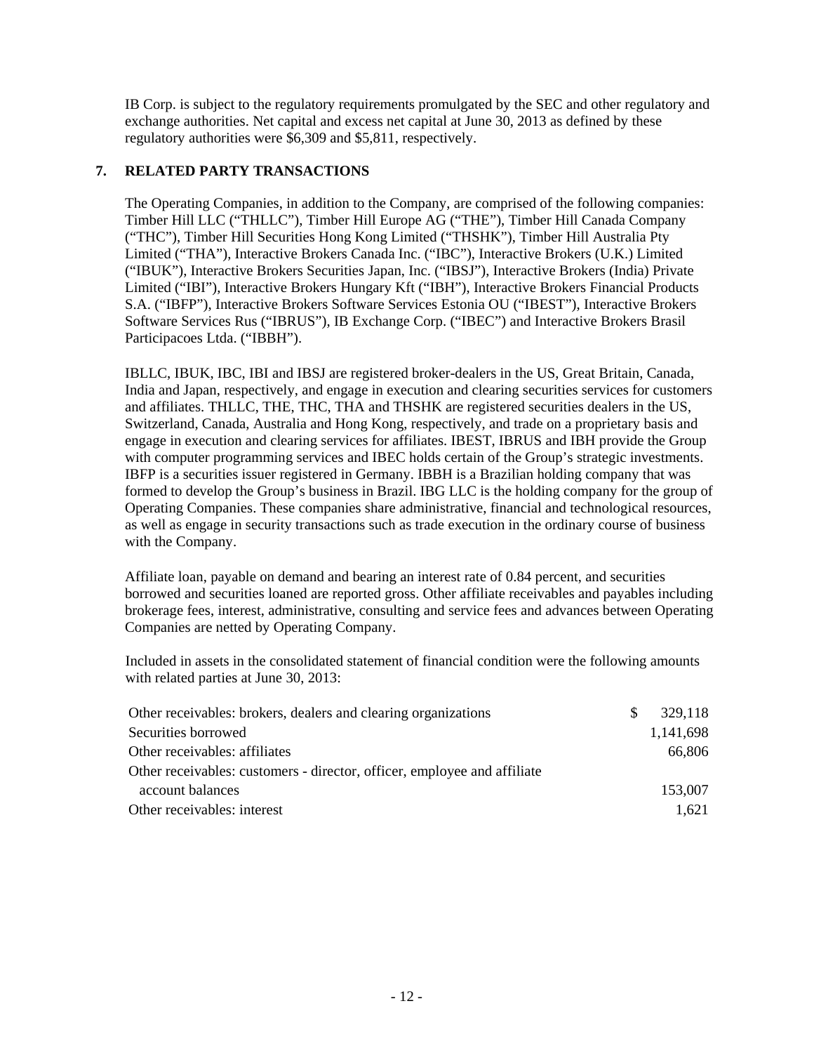IB Corp. is subject to the regulatory requirements promulgated by the SEC and other regulatory and exchange authorities. Net capital and excess net capital at June 30, 2013 as defined by these regulatory authorities were $6,309 and $5,811, respectively.

## 7. RELATED PARTY TRANSACTIONS

The Operating Companies, in addition to the Company, are comprised of the following companies: Timber Hill LLC ("THLLC"), Timber Hill Europe AG ("THE"), Timber Hill Canada Company ("THC"), Timber Hill Securities Hong Kong Limited ("THSHK"), Timber Hill Australia Pty Limited ("THA"), Interactive Brokers Canada Inc. ("IBC"), Interactive Brokers (U.K.) Limited ("IBUK"), Interactive Brokers Securities Japan, Inc. ("IBSJ"), Interactive Brokers (India) Private Limited ("IBI"), Interactive Brokers Hungary Kft ("IBH"), Interactive Brokers Financial Products S.A. ("IBFP"), Interactive Brokers Software Services Estonia OU ("IBEST"), Interactive Brokers Software Services Rus ("IBRUS"), IB Exchange Corp. ("IBEC") and Interactive Brokers Brasil Participacoes Ltda. ("IBBH").

IBLLC, IBUK, IBC, IBI and IBSJ are registered broker-dealers in the US, Great Britain, Canada, India and Japan, respectively, and engage in execution and clearing securities services for customers and affiliates. THLLC, THE, THC, THA and THSHK are registered securities dealers in the US, Switzerland, Canada, Australia and Hong Kong, respectively, and trade on a proprietary basis and engage in execution and clearing services for affiliates. IBEST, IBRUS and IBH provide the Group with computer programming services and IBEC holds certain of the Group's strategic investments. IBFP is a securities issuer registered in Germany. IBBH is a Brazilian holding company that was formed to develop the Group's business in Brazil. IBG LLC is the holding company for the group of Operating Companies. These companies share administrative, financial and technological resources, as well as engage in security transactions such as trade execution in the ordinary course of business with the Company.

Affiliate loan, payable on demand and bearing an interest rate of 0.84 percent, and securities borrowed and securities loaned are reported gross. Other affiliate receivables and payables including brokerage fees, interest, administrative, consulting and service fees and advances between Operating Companies are netted by Operating Company.

Included in assets in the consolidated statement of financial condition were the following amounts with related parties at June 30, 2013:

| | |
|---|---|
| Other receivables: brokers, dealers and clearing organizations | $ 329,118 |
| Securities borrowed | 1,141,698 |
| Other receivables: affiliates | 66,806 |
| Other receivables: customers - director, officer, employee and affiliate account balances | 153,007 |
| Other receivables: interest | 1,621 |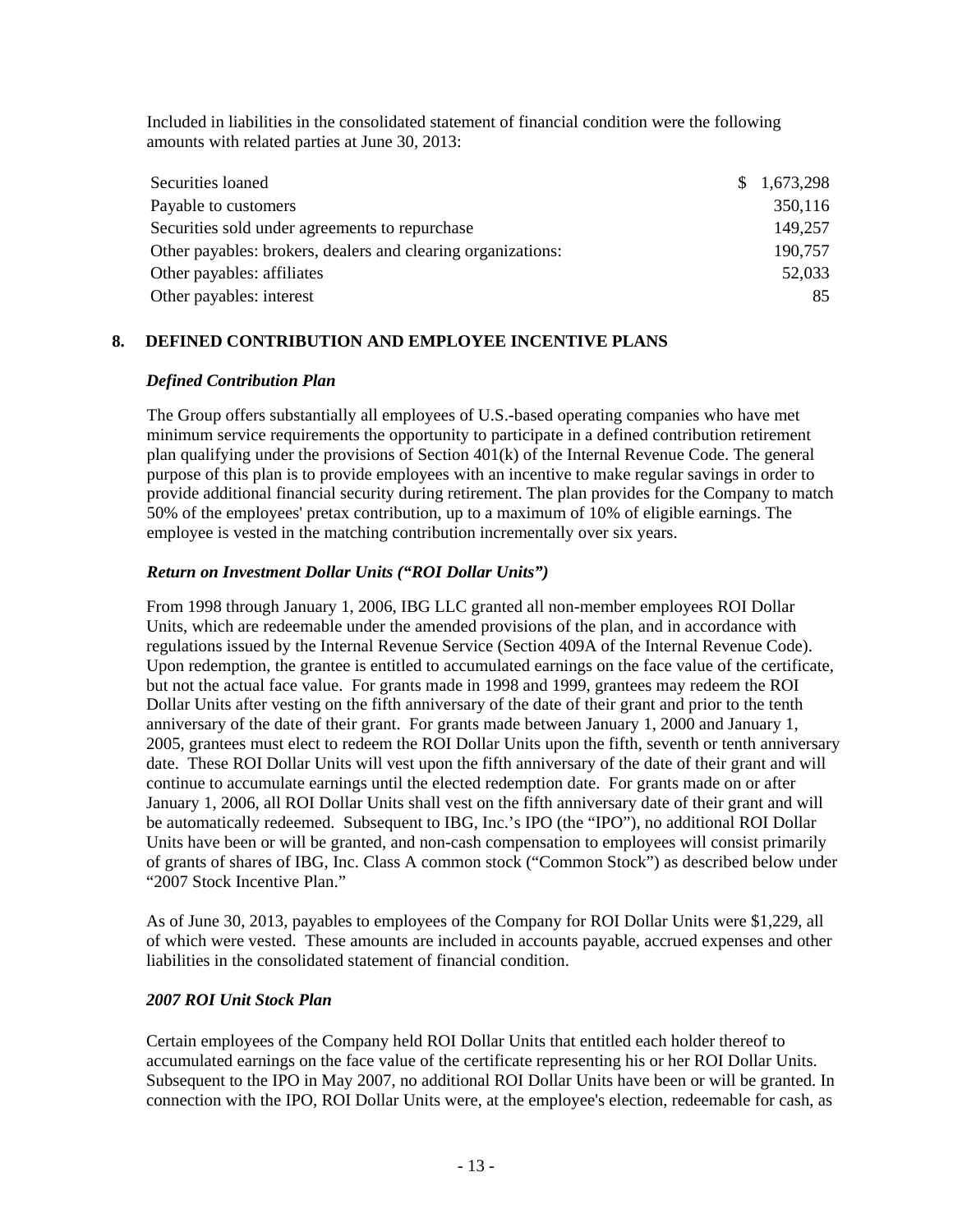Included in liabilities in the consolidated statement of financial condition were the following amounts with related parties at June 30, 2013:

| | |
|---|---|
| Securities loaned | $ 1,673,298 |
| Payable to customers | 350,116 |
| Securities sold under agreements to repurchase | 149,257 |
| Other payables: brokers, dealers and clearing organizations: | 190,757 |
| Other payables: affiliates | 52,033 |
| Other payables: interest | 85 |

## 8. DEFINED CONTRIBUTION AND EMPLOYEE INCENTIVE PLANS

### *Defined Contribution Plan*

The Group offers substantially all employees of U.S.-based operating companies who have met minimum service requirements the opportunity to participate in a defined contribution retirement plan qualifying under the provisions of Section 401(k) of the Internal Revenue Code. The general purpose of this plan is to provide employees with an incentive to make regular savings in order to provide additional financial security during retirement. The plan provides for the Company to match 50% of the employees' pretax contribution, up to a maximum of 10% of eligible earnings. The employee is vested in the matching contribution incrementally over six years.

### *Return on Investment Dollar Units ("ROI Dollar Units")*

From 1998 through January 1, 2006, IBG LLC granted all non-member employees ROI Dollar Units, which are redeemable under the amended provisions of the plan, and in accordance with regulations issued by the Internal Revenue Service (Section 409A of the Internal Revenue Code). Upon redemption, the grantee is entitled to accumulated earnings on the face value of the certificate, but not the actual face value. For grants made in 1998 and 1999, grantees may redeem the ROI Dollar Units after vesting on the fifth anniversary of the date of their grant and prior to the tenth anniversary of the date of their grant. For grants made between January 1, 2000 and January 1, 2005, grantees must elect to redeem the ROI Dollar Units upon the fifth, seventh or tenth anniversary date. These ROI Dollar Units will vest upon the fifth anniversary of the date of their grant and will continue to accumulate earnings until the elected redemption date. For grants made on or after January 1, 2006, all ROI Dollar Units shall vest on the fifth anniversary date of their grant and will be automatically redeemed. Subsequent to IBG, Inc.'s IPO (the "IPO"), no additional ROI Dollar Units have been or will be granted, and non-cash compensation to employees will consist primarily of grants of shares of IBG, Inc. Class A common stock ("Common Stock") as described below under "2007 Stock Incentive Plan."

As of June 30, 2013, payables to employees of the Company for ROI Dollar Units were $1,229, all of which were vested. These amounts are included in accounts payable, accrued expenses and other liabilities in the consolidated statement of financial condition.

### *2007 ROI Unit Stock Plan*

Certain employees of the Company held ROI Dollar Units that entitled each holder thereof to accumulated earnings on the face value of the certificate representing his or her ROI Dollar Units. Subsequent to the IPO in May 2007, no additional ROI Dollar Units have been or will be granted. In connection with the IPO, ROI Dollar Units were, at the employee's election, redeemable for cash, as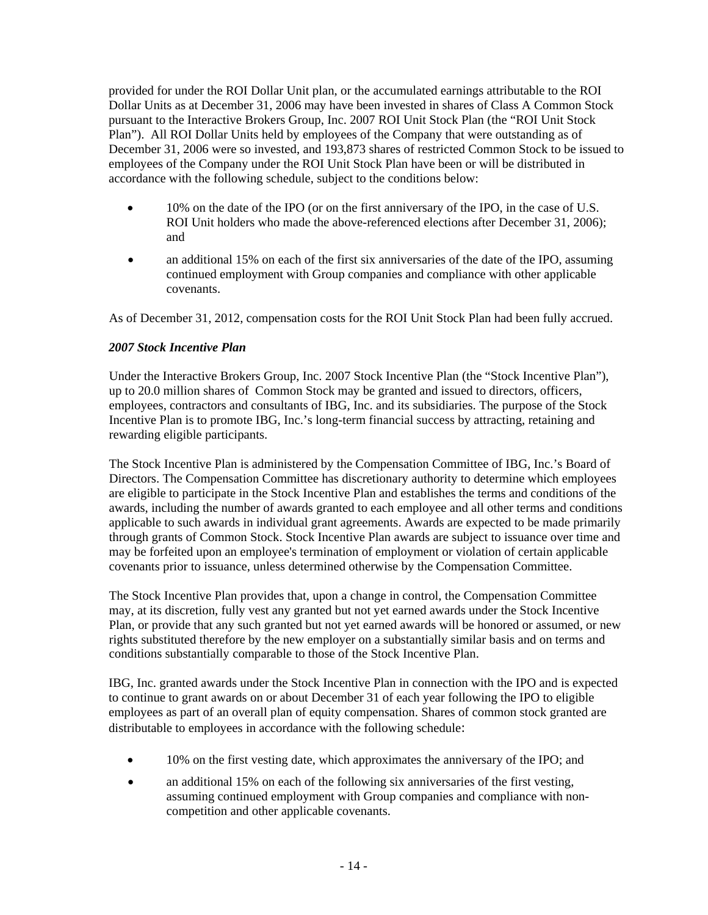provided for under the ROI Dollar Unit plan, or the accumulated earnings attributable to the ROI Dollar Units as at December 31, 2006 may have been invested in shares of Class A Common Stock pursuant to the Interactive Brokers Group, Inc. 2007 ROI Unit Stock Plan (the "ROI Unit Stock Plan"). All ROI Dollar Units held by employees of the Company that were outstanding as of December 31, 2006 were so invested, and 193,873 shares of restricted Common Stock to be issued to employees of the Company under the ROI Unit Stock Plan have been or will be distributed in accordance with the following schedule, subject to the conditions below:

- 10% on the date of the IPO (or on the first anniversary of the IPO, in the case of U.S. ROI Unit holders who made the above-referenced elections after December 31, 2006); and
- an additional 15% on each of the first six anniversaries of the date of the IPO, assuming continued employment with Group companies and compliance with other applicable covenants.

As of December 31, 2012, compensation costs for the ROI Unit Stock Plan had been fully accrued.

***2007 Stock Incentive Plan***

Under the Interactive Brokers Group, Inc. 2007 Stock Incentive Plan (the "Stock Incentive Plan"), up to 20.0 million shares of Common Stock may be granted and issued to directors, officers, employees, contractors and consultants of IBG, Inc. and its subsidiaries. The purpose of the Stock Incentive Plan is to promote IBG, Inc.'s long-term financial success by attracting, retaining and rewarding eligible participants.

The Stock Incentive Plan is administered by the Compensation Committee of IBG, Inc.'s Board of Directors. The Compensation Committee has discretionary authority to determine which employees are eligible to participate in the Stock Incentive Plan and establishes the terms and conditions of the awards, including the number of awards granted to each employee and all other terms and conditions applicable to such awards in individual grant agreements. Awards are expected to be made primarily through grants of Common Stock. Stock Incentive Plan awards are subject to issuance over time and may be forfeited upon an employee's termination of employment or violation of certain applicable covenants prior to issuance, unless determined otherwise by the Compensation Committee.

The Stock Incentive Plan provides that, upon a change in control, the Compensation Committee may, at its discretion, fully vest any granted but not yet earned awards under the Stock Incentive Plan, or provide that any such granted but not yet earned awards will be honored or assumed, or new rights substituted therefore by the new employer on a substantially similar basis and on terms and conditions substantially comparable to those of the Stock Incentive Plan.

IBG, Inc. granted awards under the Stock Incentive Plan in connection with the IPO and is expected to continue to grant awards on or about December 31 of each year following the IPO to eligible employees as part of an overall plan of equity compensation. Shares of common stock granted are distributable to employees in accordance with the following schedule:

- 10% on the first vesting date, which approximates the anniversary of the IPO; and
- an additional 15% on each of the following six anniversaries of the first vesting, assuming continued employment with Group companies and compliance with non-competition and other applicable covenants.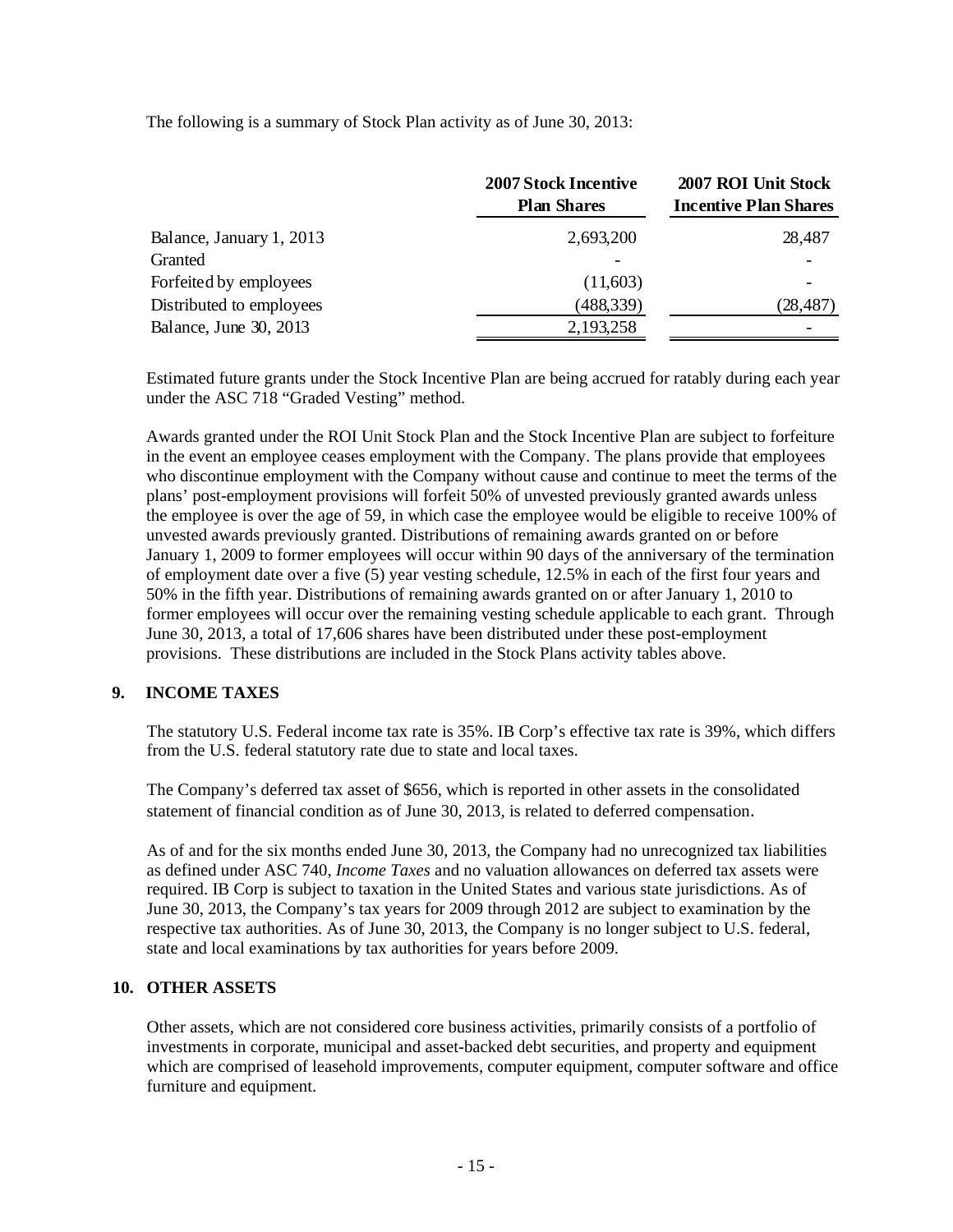The following is a summary of Stock Plan activity as of June 30, 2013:

| | 2007 Stock Incentive Plan Shares | 2007 ROI Unit Stock Incentive Plan Shares |
|---|---|---|
| Balance, January 1, 2013 | 2,693,200 | 28,487 |
| Granted | - | - |
| Forfeited by employees | (11,603) | - |
| Distributed to employees | (488,339) | (28,487) |
| Balance, June 30, 2013 | 2,193,258 | - |

Estimated future grants under the Stock Incentive Plan are being accrued for ratably during each year under the ASC 718 "Graded Vesting" method.

Awards granted under the ROI Unit Stock Plan and the Stock Incentive Plan are subject to forfeiture in the event an employee ceases employment with the Company. The plans provide that employees who discontinue employment with the Company without cause and continue to meet the terms of the plans' post-employment provisions will forfeit 50% of unvested previously granted awards unless the employee is over the age of 59, in which case the employee would be eligible to receive 100% of unvested awards previously granted. Distributions of remaining awards granted on or before January 1, 2009 to former employees will occur within 90 days of the anniversary of the termination of employment date over a five (5) year vesting schedule, 12.5% in each of the first four years and 50% in the fifth year. Distributions of remaining awards granted on or after January 1, 2010 to former employees will occur over the remaining vesting schedule applicable to each grant. Through June 30, 2013, a total of 17,606 shares have been distributed under these post-employment provisions. These distributions are included in the Stock Plans activity tables above.

## 9. INCOME TAXES

The statutory U.S. Federal income tax rate is 35%. IB Corp's effective tax rate is 39%, which differs from the U.S. federal statutory rate due to state and local taxes.

The Company's deferred tax asset of $656, which is reported in other assets in the consolidated statement of financial condition as of June 30, 2013, is related to deferred compensation.

As of and for the six months ended June 30, 2013, the Company had no unrecognized tax liabilities as defined under ASC 740, *Income Taxes* and no valuation allowances on deferred tax assets were required. IB Corp is subject to taxation in the United States and various state jurisdictions. As of June 30, 2013, the Company's tax years for 2009 through 2012 are subject to examination by the respective tax authorities. As of June 30, 2013, the Company is no longer subject to U.S. federal, state and local examinations by tax authorities for years before 2009.

## 10. OTHER ASSETS

Other assets, which are not considered core business activities, primarily consists of a portfolio of investments in corporate, municipal and asset-backed debt securities, and property and equipment which are comprised of leasehold improvements, computer equipment, computer software and office furniture and equipment.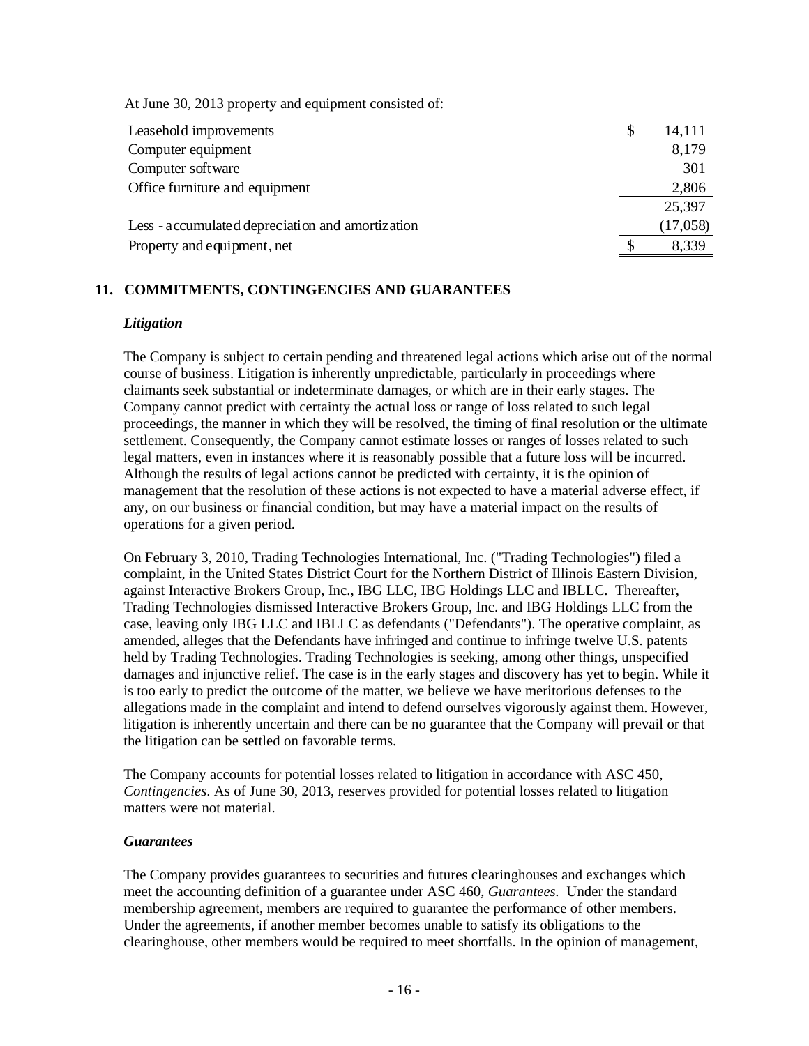At June 30, 2013 property and equipment consisted of:

| | |
|---|---|
| Leasehold improvements | $ 14,111 |
| Computer equipment | 8,179 |
| Computer software | 301 |
| Office furniture and equipment | 2,806 |
| | 25,397 |
| Less - accumulated depreciation and amortization | (17,058) |
| Property and equipment, net | $ 8,339 |

## 11. COMMITMENTS, CONTINGENCIES AND GUARANTEES

### *Litigation*

The Company is subject to certain pending and threatened legal actions which arise out of the normal course of business. Litigation is inherently unpredictable, particularly in proceedings where claimants seek substantial or indeterminate damages, or which are in their early stages. The Company cannot predict with certainty the actual loss or range of loss related to such legal proceedings, the manner in which they will be resolved, the timing of final resolution or the ultimate settlement. Consequently, the Company cannot estimate losses or ranges of losses related to such legal matters, even in instances where it is reasonably possible that a future loss will be incurred. Although the results of legal actions cannot be predicted with certainty, it is the opinion of management that the resolution of these actions is not expected to have a material adverse effect, if any, on our business or financial condition, but may have a material impact on the results of operations for a given period.

On February 3, 2010, Trading Technologies International, Inc. ("Trading Technologies") filed a complaint, in the United States District Court for the Northern District of Illinois Eastern Division, against Interactive Brokers Group, Inc., IBG LLC, IBG Holdings LLC and IBLLC. Thereafter, Trading Technologies dismissed Interactive Brokers Group, Inc. and IBG Holdings LLC from the case, leaving only IBG LLC and IBLLC as defendants ("Defendants"). The operative complaint, as amended, alleges that the Defendants have infringed and continue to infringe twelve U.S. patents held by Trading Technologies. Trading Technologies is seeking, among other things, unspecified damages and injunctive relief. The case is in the early stages and discovery has yet to begin. While it is too early to predict the outcome of the matter, we believe we have meritorious defenses to the allegations made in the complaint and intend to defend ourselves vigorously against them. However, litigation is inherently uncertain and there can be no guarantee that the Company will prevail or that the litigation can be settled on favorable terms.

The Company accounts for potential losses related to litigation in accordance with ASC 450, *Contingencies*. As of June 30, 2013, reserves provided for potential losses related to litigation matters were not material.

### *Guarantees*

The Company provides guarantees to securities and futures clearinghouses and exchanges which meet the accounting definition of a guarantee under ASC 460, *Guarantees.* Under the standard membership agreement, members are required to guarantee the performance of other members. Under the agreements, if another member becomes unable to satisfy its obligations to the clearinghouse, other members would be required to meet shortfalls. In the opinion of management,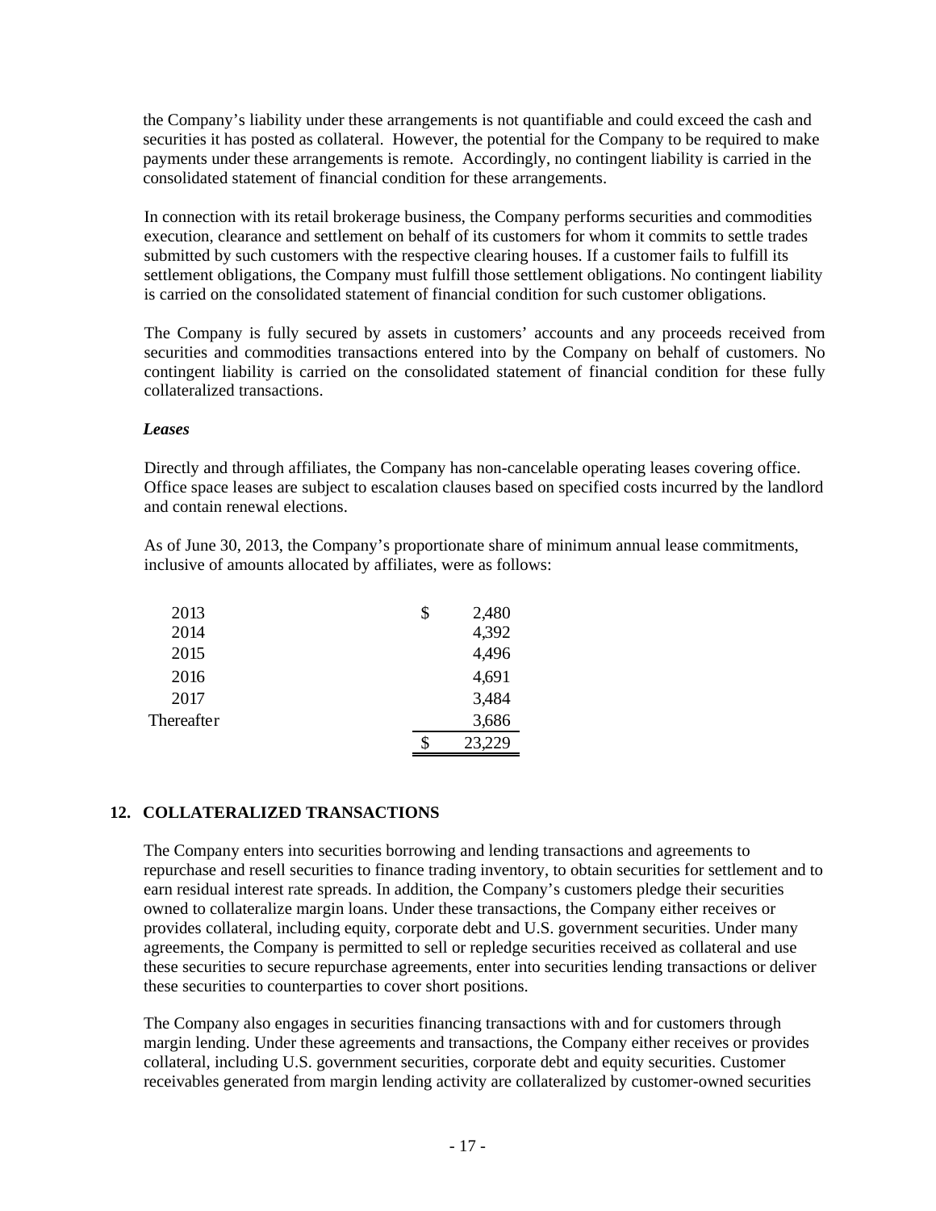the Company's liability under these arrangements is not quantifiable and could exceed the cash and securities it has posted as collateral. However, the potential for the Company to be required to make payments under these arrangements is remote. Accordingly, no contingent liability is carried in the consolidated statement of financial condition for these arrangements.

In connection with its retail brokerage business, the Company performs securities and commodities execution, clearance and settlement on behalf of its customers for whom it commits to settle trades submitted by such customers with the respective clearing houses. If a customer fails to fulfill its settlement obligations, the Company must fulfill those settlement obligations. No contingent liability is carried on the consolidated statement of financial condition for such customer obligations.

The Company is fully secured by assets in customers' accounts and any proceeds received from securities and commodities transactions entered into by the Company on behalf of customers. No contingent liability is carried on the consolidated statement of financial condition for these fully collateralized transactions.

***Leases***

Directly and through affiliates, the Company has non-cancelable operating leases covering office. Office space leases are subject to escalation clauses based on specified costs incurred by the landlord and contain renewal elections.

As of June 30, 2013, the Company's proportionate share of minimum annual lease commitments, inclusive of amounts allocated by affiliates, were as follows:

| | |
|---|---|
| 2013 | $ 2,480 |
| 2014 | 4,392 |
| 2015 | 4,496 |
| 2016 | 4,691 |
| 2017 | 3,484 |
| Thereafter | 3,686 |
| | $ 23,229 |

## 12. COLLATERALIZED TRANSACTIONS

The Company enters into securities borrowing and lending transactions and agreements to repurchase and resell securities to finance trading inventory, to obtain securities for settlement and to earn residual interest rate spreads. In addition, the Company's customers pledge their securities owned to collateralize margin loans. Under these transactions, the Company either receives or provides collateral, including equity, corporate debt and U.S. government securities. Under many agreements, the Company is permitted to sell or repledge securities received as collateral and use these securities to secure repurchase agreements, enter into securities lending transactions or deliver these securities to counterparties to cover short positions.

The Company also engages in securities financing transactions with and for customers through margin lending. Under these agreements and transactions, the Company either receives or provides collateral, including U.S. government securities, corporate debt and equity securities. Customer receivables generated from margin lending activity are collateralized by customer-owned securities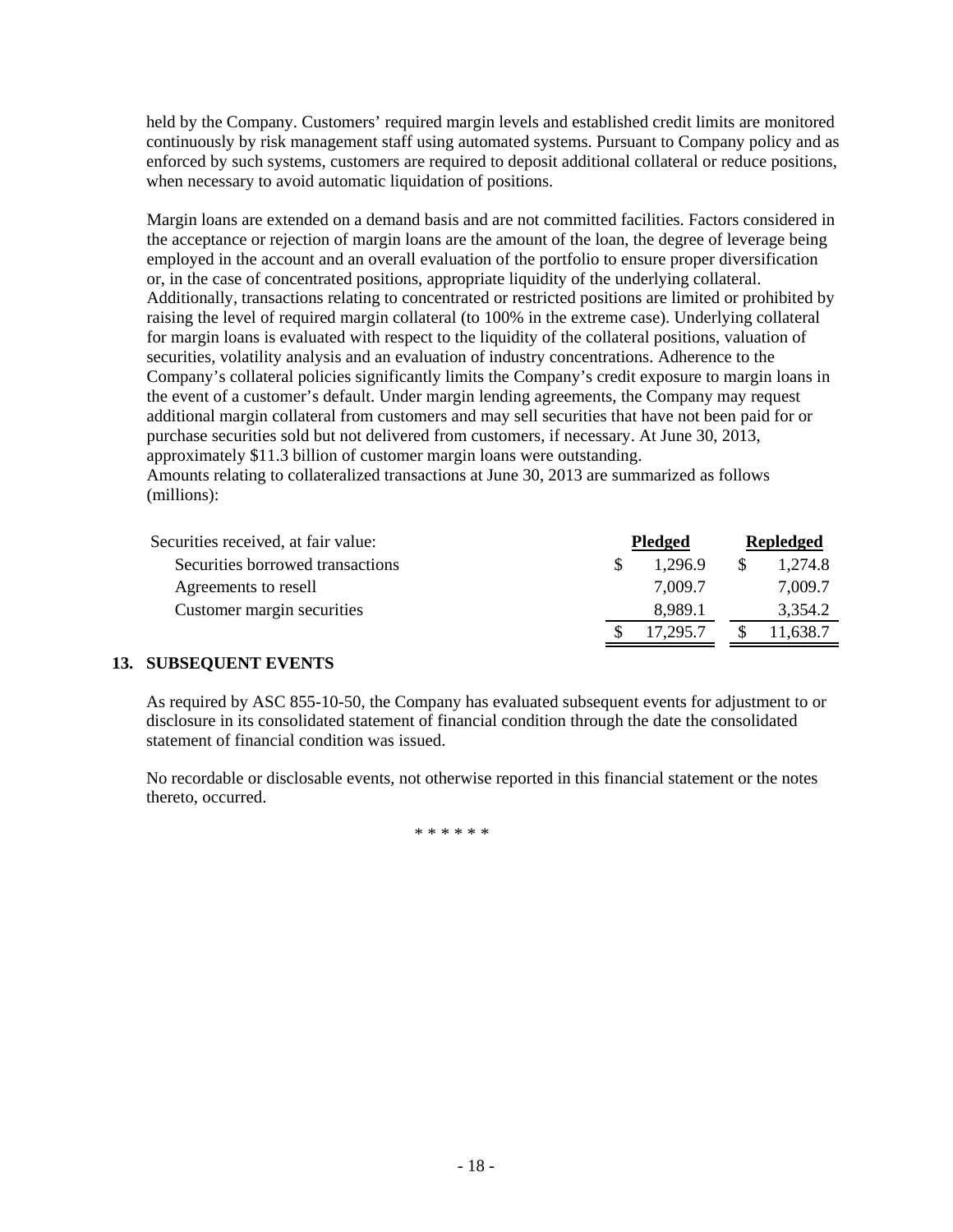held by the Company. Customers' required margin levels and established credit limits are monitored continuously by risk management staff using automated systems. Pursuant to Company policy and as enforced by such systems, customers are required to deposit additional collateral or reduce positions, when necessary to avoid automatic liquidation of positions.

Margin loans are extended on a demand basis and are not committed facilities. Factors considered in the acceptance or rejection of margin loans are the amount of the loan, the degree of leverage being employed in the account and an overall evaluation of the portfolio to ensure proper diversification or, in the case of concentrated positions, appropriate liquidity of the underlying collateral. Additionally, transactions relating to concentrated or restricted positions are limited or prohibited by raising the level of required margin collateral (to 100% in the extreme case). Underlying collateral for margin loans is evaluated with respect to the liquidity of the collateral positions, valuation of securities, volatility analysis and an evaluation of industry concentrations. Adherence to the Company's collateral policies significantly limits the Company's credit exposure to margin loans in the event of a customer's default. Under margin lending agreements, the Company may request additional margin collateral from customers and may sell securities that have not been paid for or purchase securities sold but not delivered from customers, if necessary. At June 30, 2013, approximately $11.3 billion of customer margin loans were outstanding.
Amounts relating to collateralized transactions at June 30, 2013 are summarized as follows (millions):

| Securities received, at fair value: | Pledged | Repledged |
|---|---|---|
| Securities borrowed transactions | $ 1,296.9 | $ 1,274.8 |
| Agreements to resell | 7,009.7 | 7,009.7 |
| Customer margin securities | 8,989.1 | 3,354.2 |
| | $ 17,295.7 | $ 11,638.7 |

## 13. SUBSEQUENT EVENTS

As required by ASC 855-10-50, the Company has evaluated subsequent events for adjustment to or disclosure in its consolidated statement of financial condition through the date the consolidated statement of financial condition was issued.

No recordable or disclosable events, not otherwise reported in this financial statement or the notes thereto, occurred.

* * * * * *